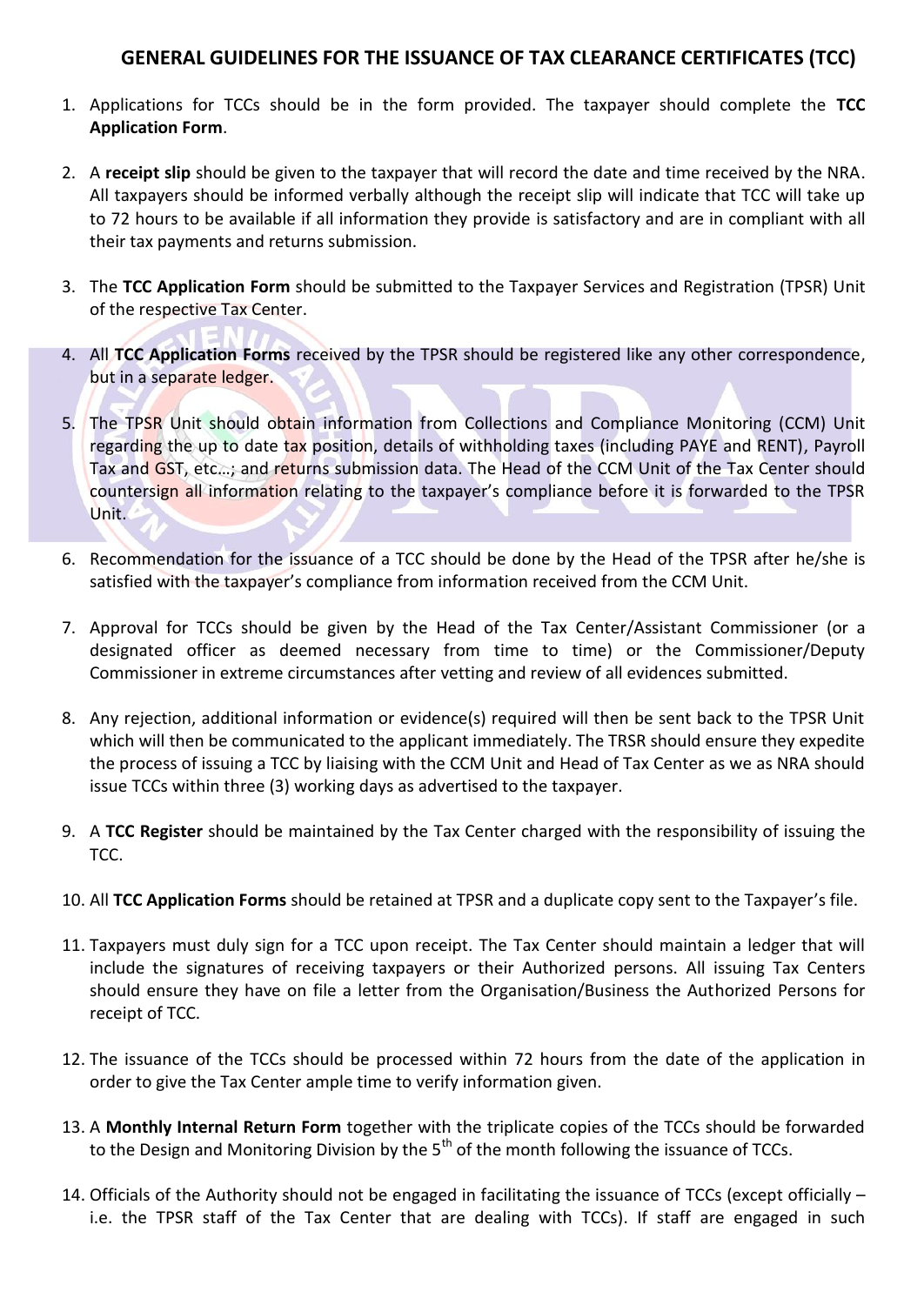# GENERAL GUIDELINES FOR THE ISSUANCE OF TAX CLEARANCE CERTIFICATES (TCC)

1. Applications for TCCs should be in the form provided. The taxpayer should complete the **TCC Application Form**.

2. A **receipt slip** should be given to the taxpayer that will record the date and time received by the NRA. All taxpayers should be informed verbally although the receipt slip will indicate that TCC will take up to 72 hours to be available if all information they provide is satisfactory and are in compliant with all their tax payments and returns submission.

3. The **TCC Application Form** should be submitted to the Taxpayer Services and Registration (TPSR) Unit of the respective Tax Center.

4. All **TCC Application Forms** received by the TPSR should be registered like any other correspondence, but in a separate ledger.

5. The TPSR Unit should obtain information from Collections and Compliance Monitoring (CCM) Unit regarding the up to date tax position, details of withholding taxes (including PAYE and RENT), Payroll Tax and GST, etc…; and returns submission data. The Head of the CCM Unit of the Tax Center should countersign all information relating to the taxpayer's compliance before it is forwarded to the TPSR Unit.

6. Recommendation for the issuance of a TCC should be done by the Head of the TPSR after he/she is satisfied with the taxpayer's compliance from information received from the CCM Unit.

7. Approval for TCCs should be given by the Head of the Tax Center/Assistant Commissioner (or a designated officer as deemed necessary from time to time) or the Commissioner/Deputy Commissioner in extreme circumstances after vetting and review of all evidences submitted.

8. Any rejection, additional information or evidence(s) required will then be sent back to the TPSR Unit which will then be communicated to the applicant immediately. The TRSR should ensure they expedite the process of issuing a TCC by liaising with the CCM Unit and Head of Tax Center as we as NRA should issue TCCs within three (3) working days as advertised to the taxpayer.

9. A **TCC Register** should be maintained by the Tax Center charged with the responsibility of issuing the TCC.

10. All **TCC Application Forms** should be retained at TPSR and a duplicate copy sent to the Taxpayer's file.

11. Taxpayers must duly sign for a TCC upon receipt. The Tax Center should maintain a ledger that will include the signatures of receiving taxpayers or their Authorized persons. All issuing Tax Centers should ensure they have on file a letter from the Organisation/Business the Authorized Persons for receipt of TCC.

12. The issuance of the TCCs should be processed within 72 hours from the date of the application in order to give the Tax Center ample time to verify information given.

13. A **Monthly Internal Return Form** together with the triplicate copies of the TCCs should be forwarded to the Design and Monitoring Division by the 5th of the month following the issuance of TCCs.

14. Officials of the Authority should not be engaged in facilitating the issuance of TCCs (except officially – i.e. the TPSR staff of the Tax Center that are dealing with TCCs). If staff are engaged in such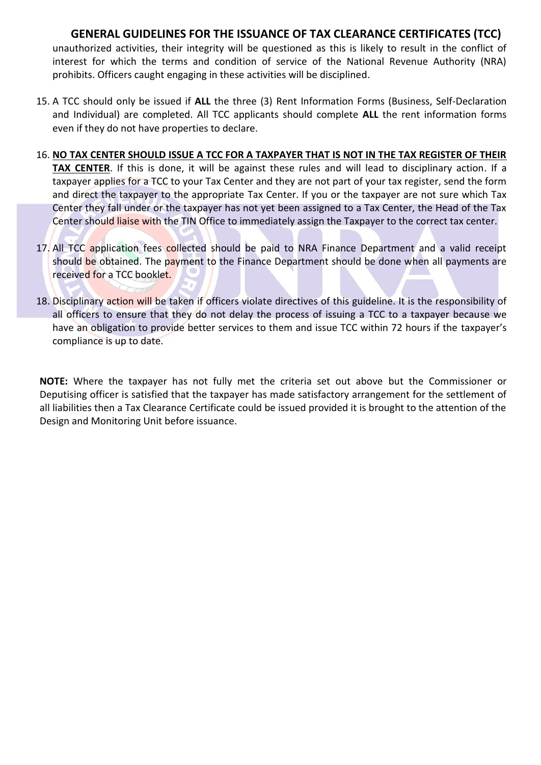unauthorized activities, their integrity will be questioned as this is likely to result in the conflict of interest for which the terms and condition of service of the National Revenue Authority (NRA) prohibits. Officers caught engaging in these activities will be disciplined.

15. A TCC should only be issued if **ALL** the three (3) Rent Information Forms (Business, Self-Declaration and Individual) are completed. All TCC applicants should complete **ALL** the rent information forms even if they do not have properties to declare.

16. **NO TAX CENTER SHOULD ISSUE A TCC FOR A TAXPAYER THAT IS NOT IN THE TAX REGISTER OF THEIR TAX CENTER**. If this is done, it will be against these rules and will lead to disciplinary action. If a taxpayer applies for a TCC to your Tax Center and they are not part of your tax register, send the form and direct the taxpayer to the appropriate Tax Center. If you or the taxpayer are not sure which Tax Center they fall under or the taxpayer has not yet been assigned to a Tax Center, the Head of the Tax Center should liaise with the TIN Office to immediately assign the Taxpayer to the correct tax center.

17. All TCC application fees collected should be paid to NRA Finance Department and a valid receipt should be obtained. The payment to the Finance Department should be done when all payments are received for a TCC booklet.

18. Disciplinary action will be taken if officers violate directives of this guideline. It is the responsibility of all officers to ensure that they do not delay the process of issuing a TCC to a taxpayer because we have an obligation to provide better services to them and issue TCC within 72 hours if the taxpayer's compliance is up to date.

**NOTE:** Where the taxpayer has not fully met the criteria set out above but the Commissioner or Deputising officer is satisfied that the taxpayer has made satisfactory arrangement for the settlement of all liabilities then a Tax Clearance Certificate could be issued provided it is brought to the attention of the Design and Monitoring Unit before issuance.